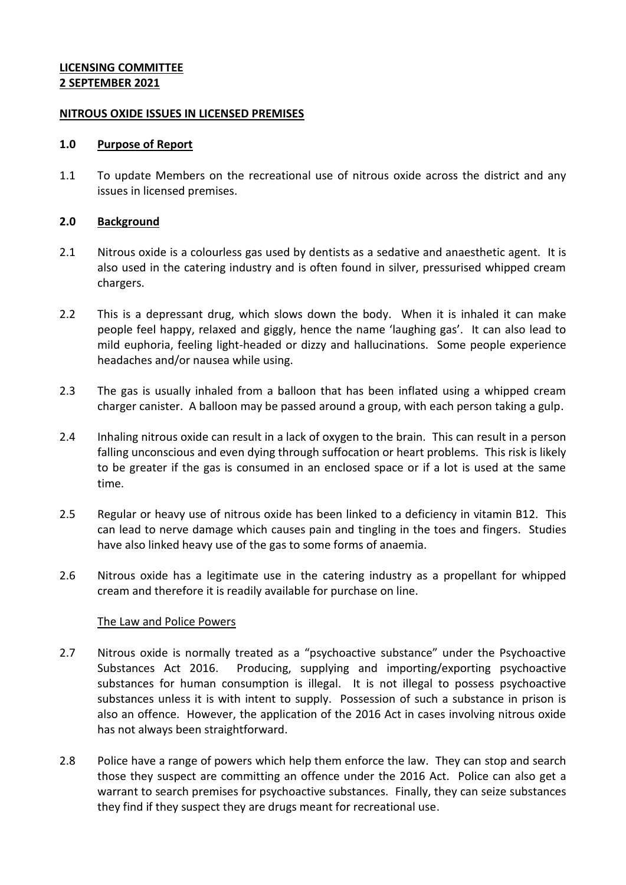**LICENSING COMMITTEE**
**2 SEPTEMBER 2021**

**NITROUS OXIDE ISSUES IN LICENSED PREMISES**

## 1.0 Purpose of Report

1.1 To update Members on the recreational use of nitrous oxide across the district and any issues in licensed premises.

## 2.0 Background

2.1 Nitrous oxide is a colourless gas used by dentists as a sedative and anaesthetic agent. It is also used in the catering industry and is often found in silver, pressurised whipped cream chargers.

2.2 This is a depressant drug, which slows down the body. When it is inhaled it can make people feel happy, relaxed and giggly, hence the name 'laughing gas'. It can also lead to mild euphoria, feeling light-headed or dizzy and hallucinations. Some people experience headaches and/or nausea while using.

2.3 The gas is usually inhaled from a balloon that has been inflated using a whipped cream charger canister. A balloon may be passed around a group, with each person taking a gulp.

2.4 Inhaling nitrous oxide can result in a lack of oxygen to the brain. This can result in a person falling unconscious and even dying through suffocation or heart problems. This risk is likely to be greater if the gas is consumed in an enclosed space or if a lot is used at the same time.

2.5 Regular or heavy use of nitrous oxide has been linked to a deficiency in vitamin B12. This can lead to nerve damage which causes pain and tingling in the toes and fingers. Studies have also linked heavy use of the gas to some forms of anaemia.

2.6 Nitrous oxide has a legitimate use in the catering industry as a propellant for whipped cream and therefore it is readily available for purchase on line.

### The Law and Police Powers

2.7 Nitrous oxide is normally treated as a "psychoactive substance" under the Psychoactive Substances Act 2016. Producing, supplying and importing/exporting psychoactive substances for human consumption is illegal. It is not illegal to possess psychoactive substances unless it is with intent to supply. Possession of such a substance in prison is also an offence. However, the application of the 2016 Act in cases involving nitrous oxide has not always been straightforward.

2.8 Police have a range of powers which help them enforce the law. They can stop and search those they suspect are committing an offence under the 2016 Act. Police can also get a warrant to search premises for psychoactive substances. Finally, they can seize substances they find if they suspect they are drugs meant for recreational use.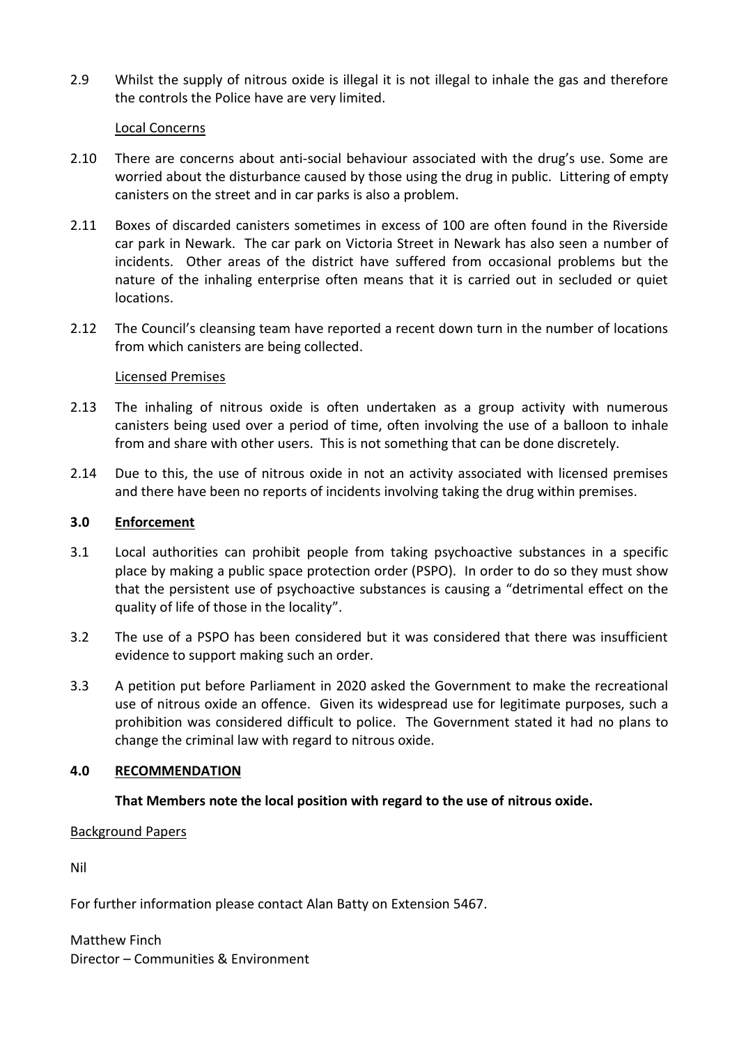2.9 Whilst the supply of nitrous oxide is illegal it is not illegal to inhale the gas and therefore the controls the Police have are very limited.

Local Concerns

2.10 There are concerns about anti-social behaviour associated with the drug's use. Some are worried about the disturbance caused by those using the drug in public. Littering of empty canisters on the street and in car parks is also a problem.

2.11 Boxes of discarded canisters sometimes in excess of 100 are often found in the Riverside car park in Newark. The car park on Victoria Street in Newark has also seen a number of incidents. Other areas of the district have suffered from occasional problems but the nature of the inhaling enterprise often means that it is carried out in secluded or quiet locations.

2.12 The Council's cleansing team have reported a recent down turn in the number of locations from which canisters are being collected.

Licensed Premises

2.13 The inhaling of nitrous oxide is often undertaken as a group activity with numerous canisters being used over a period of time, often involving the use of a balloon to inhale from and share with other users. This is not something that can be done discretely.

2.14 Due to this, the use of nitrous oxide in not an activity associated with licensed premises and there have been no reports of incidents involving taking the drug within premises.

## 3.0 Enforcement

3.1 Local authorities can prohibit people from taking psychoactive substances in a specific place by making a public space protection order (PSPO). In order to do so they must show that the persistent use of psychoactive substances is causing a "detrimental effect on the quality of life of those in the locality".

3.2 The use of a PSPO has been considered but it was considered that there was insufficient evidence to support making such an order.

3.3 A petition put before Parliament in 2020 asked the Government to make the recreational use of nitrous oxide an offence. Given its widespread use for legitimate purposes, such a prohibition was considered difficult to police. The Government stated it had no plans to change the criminal law with regard to nitrous oxide.

## 4.0 RECOMMENDATION

**That Members note the local position with regard to the use of nitrous oxide.**

Background Papers

Nil

For further information please contact Alan Batty on Extension 5467.

Matthew Finch
Director – Communities & Environment